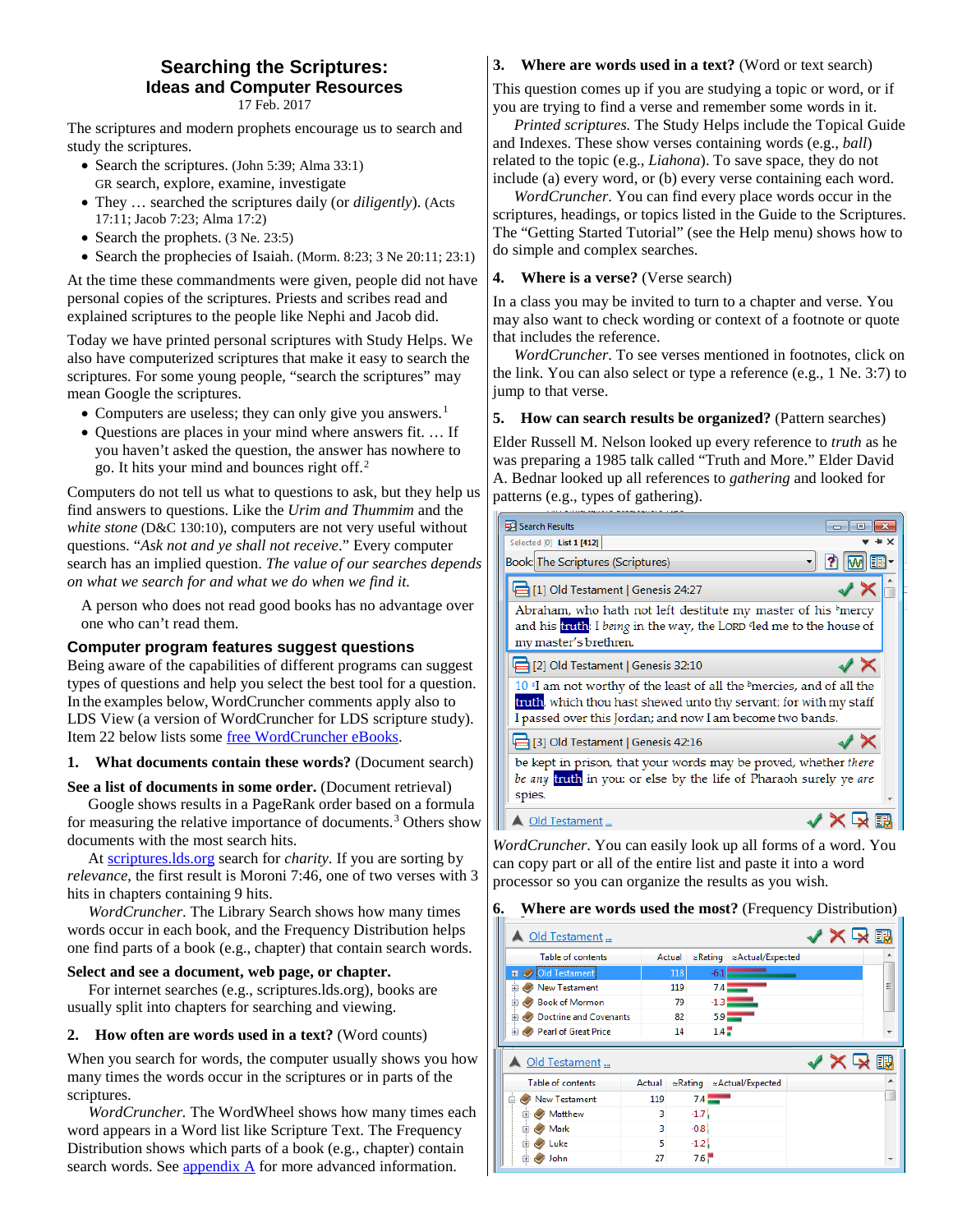# Searching the Scriptures: Ideas and Computer Resources

17 Feb. 2017

The scriptures and modern prophets encourage us to search and study the scriptures.

- Search the scriptures. (John 5:39; Alma 33:1) GR search, explore, examine, investigate
- They … searched the scriptures daily (or *diligently*). (Acts 17:11; Jacob 7:23; Alma 17:2)
- Search the prophets. (3 Ne. 23:5)
- Search the prophecies of Isaiah. (Morm. 8:23; 3 Ne 20:11; 23:1)

At the time these commandments were given, people did not have personal copies of the scriptures. Priests and scribes read and explained scriptures to the people like Nephi and Jacob did.

Today we have printed personal scriptures with Study Helps. We also have computerized scriptures that make it easy to search the scriptures. For some young people, "search the scriptures" may mean Google the scriptures.

- Computers are useless; they can only give you answers.[1]
- Questions are places in your mind where answers fit. … If you haven't asked the question, the answer has nowhere to go. It hits your mind and bounces right off.[2]

Computers do not tell us what to questions to ask, but they help us find answers to questions. Like the *Urim and Thummim* and the *white stone* (D&C 130:10), computers are not very useful without questions. "*Ask not and ye shall not receive*." Every computer search has an implied question. *The value of our searches depends on what we search for and what we do when we find it.*

A person who does not read good books has no advantage over one who can't read them.

## Computer program features suggest questions

Being aware of the capabilities of different programs can suggest types of questions and help you select the best tool for a question. In the examples below, WordCruncher comments apply also to LDS View (a version of WordCruncher for LDS scripture study). Item 22 below lists some free WordCruncher eBooks.

### 1. What documents contain these words? (Document search)

**See a list of documents in some order.** (Document retrieval)

Google shows results in a PageRank order based on a formula for measuring the relative importance of documents.[3] Others show documents with the most search hits.

At scriptures.lds.org search for *charity*. If you are sorting by *relevance*, the first result is Moroni 7:46, one of two verses with 3 hits in chapters containing 9 hits.

*WordCruncher*. The Library Search shows how many times words occur in each book, and the Frequency Distribution helps one find parts of a book (e.g., chapter) that contain search words.

**Select and see a document, web page, or chapter.**

For internet searches (e.g., scriptures.lds.org), books are usually split into chapters for searching and viewing.

### 2. How often are words used in a text? (Word counts)

When you search for words, the computer usually shows you how many times the words occur in the scriptures or in parts of the scriptures.

*WordCruncher.* The WordWheel shows how many times each word appears in a Word list like Scripture Text. The Frequency Distribution shows which parts of a book (e.g., chapter) contain search words. See appendix A for more advanced information.

### 3. Where are words used in a text? (Word or text search)

This question comes up if you are studying a topic or word, or if you are trying to find a verse and remember some words in it.

*Printed scriptures.* The Study Helps include the Topical Guide and Indexes. These show verses containing words (e.g., *ball*) related to the topic (e.g., *Liahona*). To save space, they do not include (a) every word, or (b) every verse containing each word.

*WordCruncher*. You can find every place words occur in the scriptures, headings, or topics listed in the Guide to the Scriptures. The "Getting Started Tutorial" (see the Help menu) shows how to do simple and complex searches.

### 4. Where is a verse? (Verse search)

In a class you may be invited to turn to a chapter and verse. You may also want to check wording or context of a footnote or quote that includes the reference.

*WordCruncher*. To see verses mentioned in footnotes, click on the link. You can also select or type a reference (e.g., 1 Ne. 3:7) to jump to that verse.

### 5. How can search results be organized? (Pattern searches)

Elder Russell M. Nelson looked up every reference to *truth* as he was preparing a 1985 talk called "Truth and More." Elder David A. Bednar looked up all references to *gathering* and looked for patterns (e.g., types of gathering).

Search Results
Selected [0] List 1 [412]
Book: The Scriptures (Scriptures)

[1] Old Testament | Genesis 24:27
Abraham, who hath not left destitute my master of his mercy and his truth: I being in the way, the LORD led me to the house of my master's brethren.

[2] Old Testament | Genesis 32:10
10 I am not worthy of the least of all the mercies, and of all the truth, which thou hast shewed unto thy servant; for with my staff I passed over this Jordan; and now I am become two bands.

[3] Old Testament | Genesis 42:16
be kept in prison, that your words may be proved, whether there be any truth in you: or else by the life of Pharaoh surely ye are spies.

Old Testament …

*WordCruncher*. You can easily look up all forms of a word. You can copy part or all of the entire list and paste it into a word processor so you can organize the results as you wish.

### 6. Where are words used the most? (Frequency Distribution)

Old Testament …

| Table of contents | Actual | ≈Rating | ≈Actual/Expected |
|---|---|---|---|
| Old Testament | 118 | -6.1 | |
| New Testament | 119 | 7.4 | |
| Book of Mormon | 79 | -1.3 | |
| Doctrine and Covenants | 82 | 5.9 | |
| Pearl of Great Price | 14 | 1.4 | |

Old Testament …

| Table of contents | Actual | ≈Rating | ≈Actual/Expected |
|---|---|---|---|
| New Testament | 119 | 7.4 | |
| Matthew | 3 | -1.7 | |
| Mark | 3 | -0.8 | |
| Luke | 5 | -1.2 | |
| John | 27 | 7.6 | |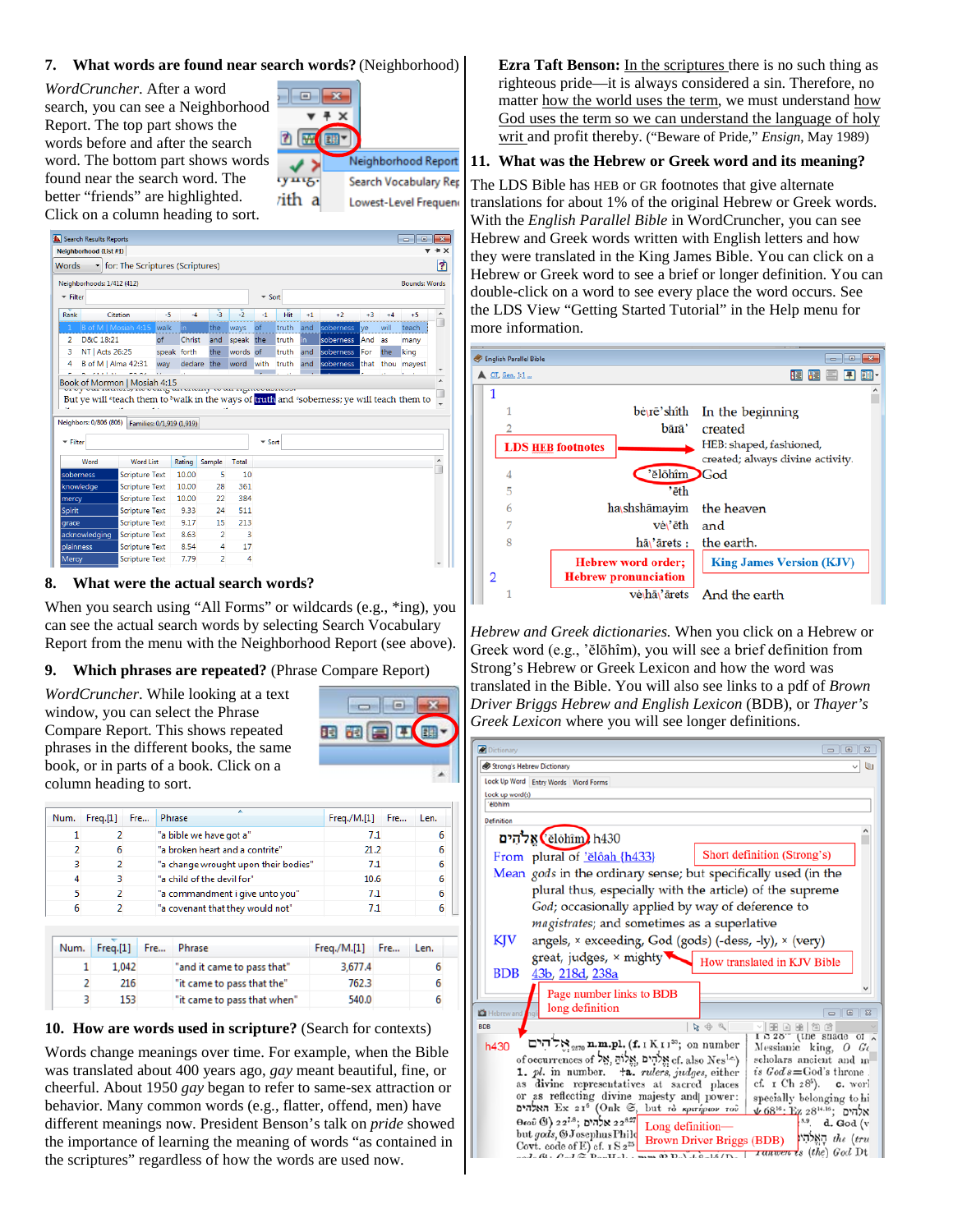## 7. What words are found near search words? (Neighborhood)

*WordCruncher*. After a word search, you can see a Neighborhood Report. The top part shows the words before and after the search word. The bottom part shows words found near the search word. The better "friends" are highlighted. Click on a column heading to sort.

## 8. What were the actual search words?

When you search using "All Forms" or wildcards (e.g., *ing), you can see the actual search words by selecting Search Vocabulary Report from the menu with the Neighborhood Report (see above).

## 9. Which phrases are repeated? (Phrase Compare Report)

*WordCruncher*. While looking at a text window, you can select the Phrase Compare Report. This shows repeated phrases in the different books, the same book, or in parts of a book. Click on a column heading to sort.

| Num. | Freq.[1] | Fre... | Phrase | Freq./M.[1] | Fre... | Len. |
|---|---|---|---|---|---|---|
| 1 | 2 | | "a bible we have got a" | 7.1 | | 6 |
| 2 | 6 | | "a broken heart and a contrite" | 21.2 | | 6 |
| 3 | 2 | | "a change wrought upon their bodies" | 7.1 | | 6 |
| 4 | 3 | | "a child of the devil for" | 10.6 | | 6 |
| 5 | 2 | | "a commandment i give unto you" | 7.1 | | 6 |
| 6 | 2 | | "a covenant that they would not" | 7.1 | | 6 |

| Num. | Freq.[1] | Fre... | Phrase | Freq./M.[1] | Fre... | Len. |
|---|---|---|---|---|---|---|
| 1 | 1,042 | | "and it came to pass that" | 3,677.4 | | 6 |
| 2 | 216 | | "it came to pass that the" | 762.3 | | 6 |
| 3 | 153 | | "it came to pass that when" | 540.0 | | 6 |

## 10. How are words used in scripture? (Search for contexts)

Words change meanings over time. For example, when the Bible was translated about 400 years ago, *gay* meant beautiful, fine, or cheerful. About 1950 *gay* began to refer to same-sex attraction or behavior. Many common words (e.g., flatter, offend, men) have different meanings now. President Benson's talk on *pride* showed the importance of learning the meaning of words "as contained in the scriptures" regardless of how the words are used now.

**Ezra Taft Benson:** In the scriptures there is no such thing as righteous pride—it is always considered a sin. Therefore, no matter how the world uses the term, we must understand how God uses the term so we can understand the language of holy writ and profit thereby. ("Beware of Pride," *Ensign*, May 1989)

## 11. What was the Hebrew or Greek word and its meaning?

The LDS Bible has HEB or GR footnotes that give alternate translations for about 1% of the original Hebrew or Greek words. With the *English Parallel Bible* in WordCruncher, you can see Hebrew and Greek words written with English letters and how they were translated in the King James Bible. You can click on a Hebrew or Greek word to see a brief or longer definition. You can double-click on a word to see every place the word occurs. See the LDS View "Getting Started Tutorial" in the Help menu for more information.

*Hebrew and Greek dictionaries.* When you click on a Hebrew or Greek word (e.g., 'ĕlōhîm), you will see a brief definition from Strong's Hebrew or Greek Lexicon and how the word was translated in the Bible. You will also see links to a pdf of *Brown Driver Briggs Hebrew and English Lexicon* (BDB), or *Thayer's Greek Lexicon* where you will see longer definitions.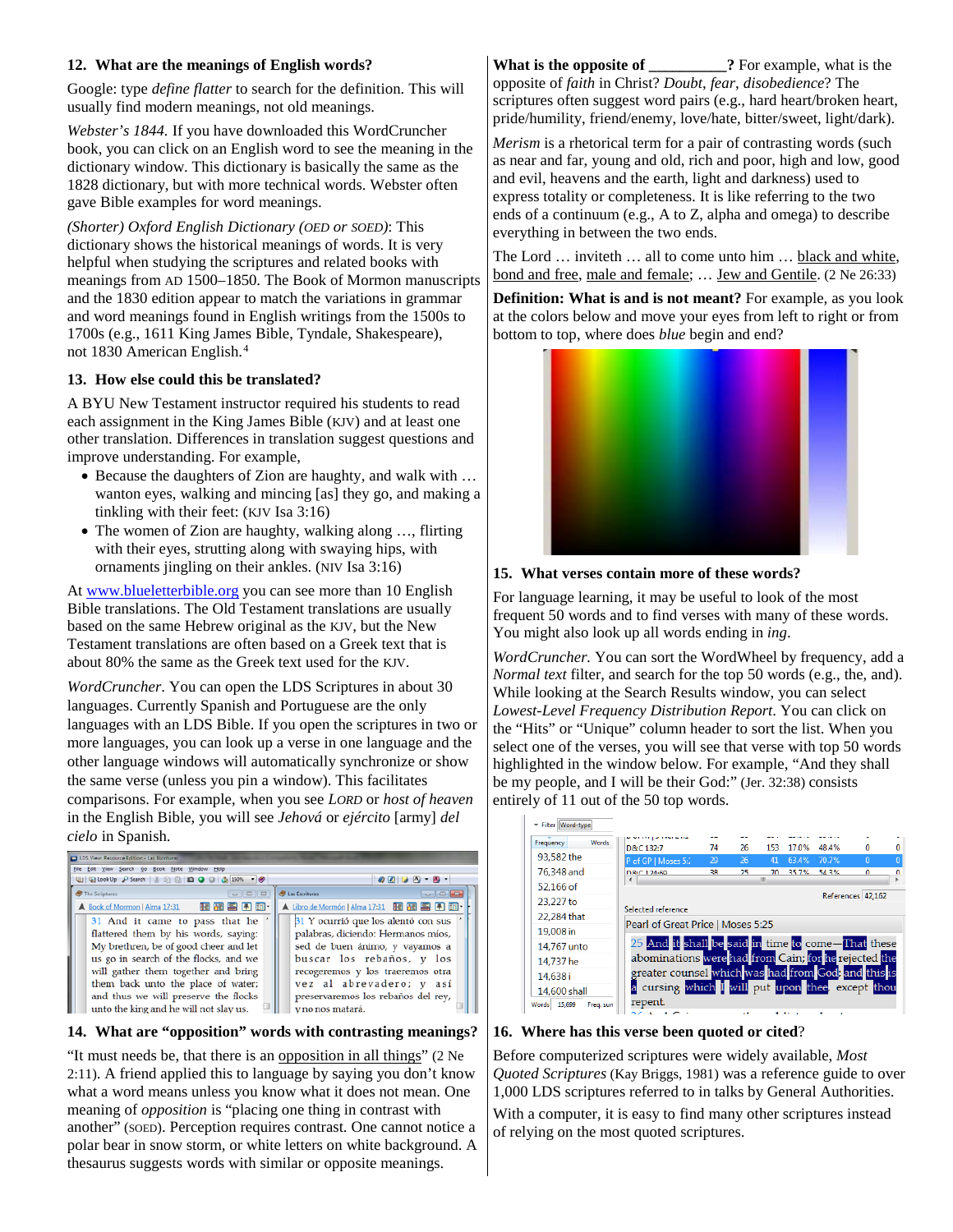## 12. What are the meanings of English words?

Google: type *define flatter* to search for the definition. This will usually find modern meanings, not old meanings.

*Webster's 1844.* If you have downloaded this WordCruncher book, you can click on an English word to see the meaning in the dictionary window. This dictionary is basically the same as the 1828 dictionary, but with more technical words. Webster often gave Bible examples for word meanings.

*(Shorter) Oxford English Dictionary (OED or SOED)*: This dictionary shows the historical meanings of words. It is very helpful when studying the scriptures and related books with meanings from AD 1500–1850. The Book of Mormon manuscripts and the 1830 edition appear to match the variations in grammar and word meanings found in English writings from the 1500s to 1700s (e.g., 1611 King James Bible, Tyndale, Shakespeare), not 1830 American English.[4]

## 13. How else could this be translated?

A BYU New Testament instructor required his students to read each assignment in the King James Bible (KJV) and at least one other translation. Differences in translation suggest questions and improve understanding. For example,

- Because the daughters of Zion are haughty, and walk with … wanton eyes, walking and mincing [as] they go, and making a tinkling with their feet: (KJV Isa 3:16)
- The women of Zion are haughty, walking along …, flirting with their eyes, strutting along with swaying hips, with ornaments jingling on their ankles. (NIV Isa 3:16)

At www.blueletterbible.org you can see more than 10 English Bible translations. The Old Testament translations are usually based on the same Hebrew original as the KJV, but the New Testament translations are often based on a Greek text that is about 80% the same as the Greek text used for the KJV.

*WordCruncher.* You can open the LDS Scriptures in about 30 languages. Currently Spanish and Portuguese are the only languages with an LDS Bible. If you open the scriptures in two or more languages, you can look up a verse in one language and the other language windows will automatically synchronize or show the same verse (unless you pin a window). This facilitates comparisons. For example, when you see *LORD* or *host of heaven* in the English Bible, you will see *Jehová* or *ejército* [army] *del cielo* in Spanish.

## 14. What are "opposition" words with contrasting meanings?

"It must needs be, that there is an opposition in all things" (2 Ne 2:11). A friend applied this to language by saying you don't know what a word means unless you know what it does not mean. One meaning of *opposition* is "placing one thing in contrast with another" (SOED). Perception requires contrast. One cannot notice a polar bear in snow storm, or white letters on white background. A thesaurus suggests words with similar or opposite meanings.

**What is the opposite of __________?** For example, what is the opposite of *faith* in Christ? *Doubt*, *fear*, *disobedience*? The scriptures often suggest word pairs (e.g., hard heart/broken heart, pride/humility, friend/enemy, love/hate, bitter/sweet, light/dark).

*Merism* is a rhetorical term for a pair of contrasting words (such as near and far, young and old, rich and poor, high and low, good and evil, heavens and the earth, light and darkness) used to express totality or completeness. It is like referring to the two ends of a continuum (e.g., A to Z, alpha and omega) to describe everything in between the two ends.

The Lord … inviteth … all to come unto him … black and white, bond and free, male and female; … Jew and Gentile. (2 Ne 26:33)

**Definition: What is and is not meant?** For example, as you look at the colors below and move your eyes from left to right or from bottom to top, where does *blue* begin and end?

## 15. What verses contain more of these words?

For language learning, it may be useful to look of the most frequent 50 words and to find verses with many of these words. You might also look up all words ending in *ing*.

*WordCruncher.* You can sort the WordWheel by frequency, add a *Normal text* filter, and search for the top 50 words (e.g., the, and). While looking at the Search Results window, you can select *Lowest-Level Frequency Distribution Report*. You can click on the "Hits" or "Unique" column header to sort the list. When you select one of the verses, you will see that verse with top 50 words highlighted in the window below. For example, "And they shall be my people, and I will be their God:" (Jer. 32:38) consists entirely of 11 out of the 50 top words.

## 16. Where has this verse been quoted or cited?

Before computerized scriptures were widely available, *Most Quoted Scriptures* (Kay Briggs, 1981) was a reference guide to over 1,000 LDS scriptures referred to in talks by General Authorities.

With a computer, it is easy to find many other scriptures instead of relying on the most quoted scriptures.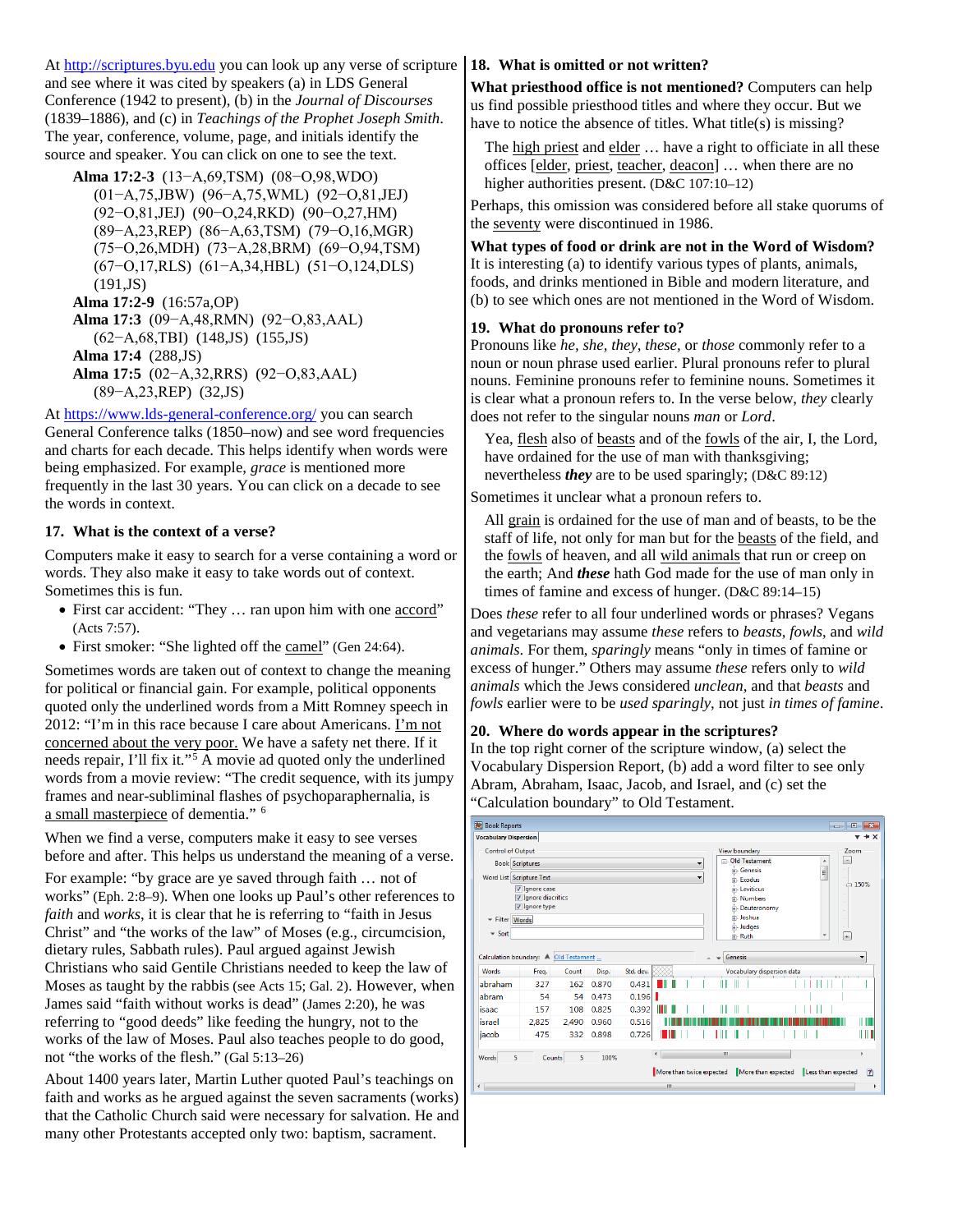At http://scriptures.byu.edu you can look up any verse of scripture and see where it was cited by speakers (a) in LDS General Conference (1942 to present), (b) in the *Journal of Discourses* (1839–1886), and (c) in *Teachings of the Prophet Joseph Smith*. The year, conference, volume, page, and initials identify the source and speaker. You can click on one to see the text.

> **Alma 17:2-3** (13−A,69,TSM) (08−O,98,WDO) (01−A,75,JBW) (96−A,75,WML) (92−O,81,JEJ) (92−O,81,JEJ) (90−O,24,RKD) (90−O,27,HM) (89−A,23,REP) (86−A,63,TSM) (79−O,16,MGR) (75−O,26,MDH) (73−A,28,BRM) (69−O,94,TSM) (67−O,17,RLS) (61−A,34,HBL) (51−O,124,DLS) (191,JS)
> **Alma 17:2-9** (16:57a,OP)
> **Alma 17:3** (09−A,48,RMN) (92−O,83,AAL) (62−A,68,TBI) (148,JS) (155,JS)
> **Alma 17:4** (288,JS)
> **Alma 17:5** (02−A,32,RRS) (92−O,83,AAL) (89−A,23,REP) (32,JS)

At https://www.lds-general-conference.org/ you can search General Conference talks (1850–now) and see word frequencies and charts for each decade. This helps identify when words were being emphasized. For example, *grace* is mentioned more frequently in the last 30 years. You can click on a decade to see the words in context.

## 17. What is the context of a verse?

Computers make it easy to search for a verse containing a word or words. They also make it easy to take words out of context. Sometimes this is fun.

- First car accident: "They … ran upon him with one accord" (Acts 7:57).
- First smoker: "She lighted off the camel" (Gen 24:64).

Sometimes words are taken out of context to change the meaning for political or financial gain. For example, political opponents quoted only the underlined words from a Mitt Romney speech in 2012: "I'm in this race because I care about Americans. I'm not concerned about the very poor. We have a safety net there. If it needs repair, I'll fix it."[5] A movie ad quoted only the underlined words from a movie review: "The credit sequence, with its jumpy frames and near-subliminal flashes of psychoparaphernalia, is a small masterpiece of dementia." [6]

When we find a verse, computers make it easy to see verses before and after. This helps us understand the meaning of a verse.

For example: "by grace are ye saved through faith … not of works" (Eph. 2:8–9). When one looks up Paul's other references to *faith* and *works*, it is clear that he is referring to "faith in Jesus Christ" and "the works of the law" of Moses (e.g., circumcision, dietary rules, Sabbath rules). Paul argued against Jewish Christians who said Gentile Christians needed to keep the law of Moses as taught by the rabbis (see Acts 15; Gal. 2). However, when James said "faith without works is dead" (James 2:20), he was referring to "good deeds" like feeding the hungry, not to the works of the law of Moses. Paul also teaches people to do good, not "the works of the flesh." (Gal 5:13–26)

About 1400 years later, Martin Luther quoted Paul's teachings on faith and works as he argued against the seven sacraments (works) that the Catholic Church said were necessary for salvation. He and many other Protestants accepted only two: baptism, sacrament.

## 18. What is omitted or not written?

**What priesthood office is not mentioned?** Computers can help us find possible priesthood titles and where they occur. But we have to notice the absence of titles. What title(s) is missing?

> The high priest and elder … have a right to officiate in all these offices [elder, priest, teacher, deacon] … when there are no higher authorities present. (D&C 107:10–12)

Perhaps, this omission was considered before all stake quorums of the seventy were discontinued in 1986.

**What types of food or drink are not in the Word of Wisdom?** It is interesting (a) to identify various types of plants, animals, foods, and drinks mentioned in Bible and modern literature, and (b) to see which ones are not mentioned in the Word of Wisdom.

## 19. What do pronouns refer to?

Pronouns like *he, she, they, these,* or *those* commonly refer to a noun or noun phrase used earlier. Plural pronouns refer to plural nouns. Feminine pronouns refer to feminine nouns. Sometimes it is clear what a pronoun refers to. In the verse below, *they* clearly does not refer to the singular nouns *man* or *Lord*.

> Yea, flesh also of beasts and of the fowls of the air, I, the Lord, have ordained for the use of man with thanksgiving; nevertheless ***they*** are to be used sparingly; (D&C 89:12)

Sometimes it unclear what a pronoun refers to.

> All grain is ordained for the use of man and of beasts, to be the staff of life, not only for man but for the beasts of the field, and the fowls of heaven, and all wild animals that run or creep on the earth; And ***these*** hath God made for the use of man only in times of famine and excess of hunger. (D&C 89:14–15)

Does *these* refer to all four underlined words or phrases? Vegans and vegetarians may assume *these* refers to *beasts, fowls,* and *wild animals*. For them, *sparingly* means "only in times of famine or excess of hunger." Others may assume *these* refers only to *wild animals* which the Jews considered *unclean*, and that *beasts* and *fowls* earlier were to be *used sparingly*, not just *in times of famine*.

## 20. Where do words appear in the scriptures?

In the top right corner of the scripture window, (a) select the Vocabulary Dispersion Report, (b) add a word filter to see only Abram, Abraham, Isaac, Jacob, and Israel, and (c) set the "Calculation boundary" to Old Testament.

| Words | Freq. | Count | Disp. | Std. dev. |
|---|---|---|---|---|
| abraham | 327 | 162 | 0.870 | 0.431 |
| abram | 54 | 54 | 0.473 | 0.196 |
| isaac | 157 | 108 | 0.825 | 0.392 |
| israel | 2,825 | 2,490 | 0.960 | 0.516 |
| jacob | 475 | 332 | 0.898 | 0.726 |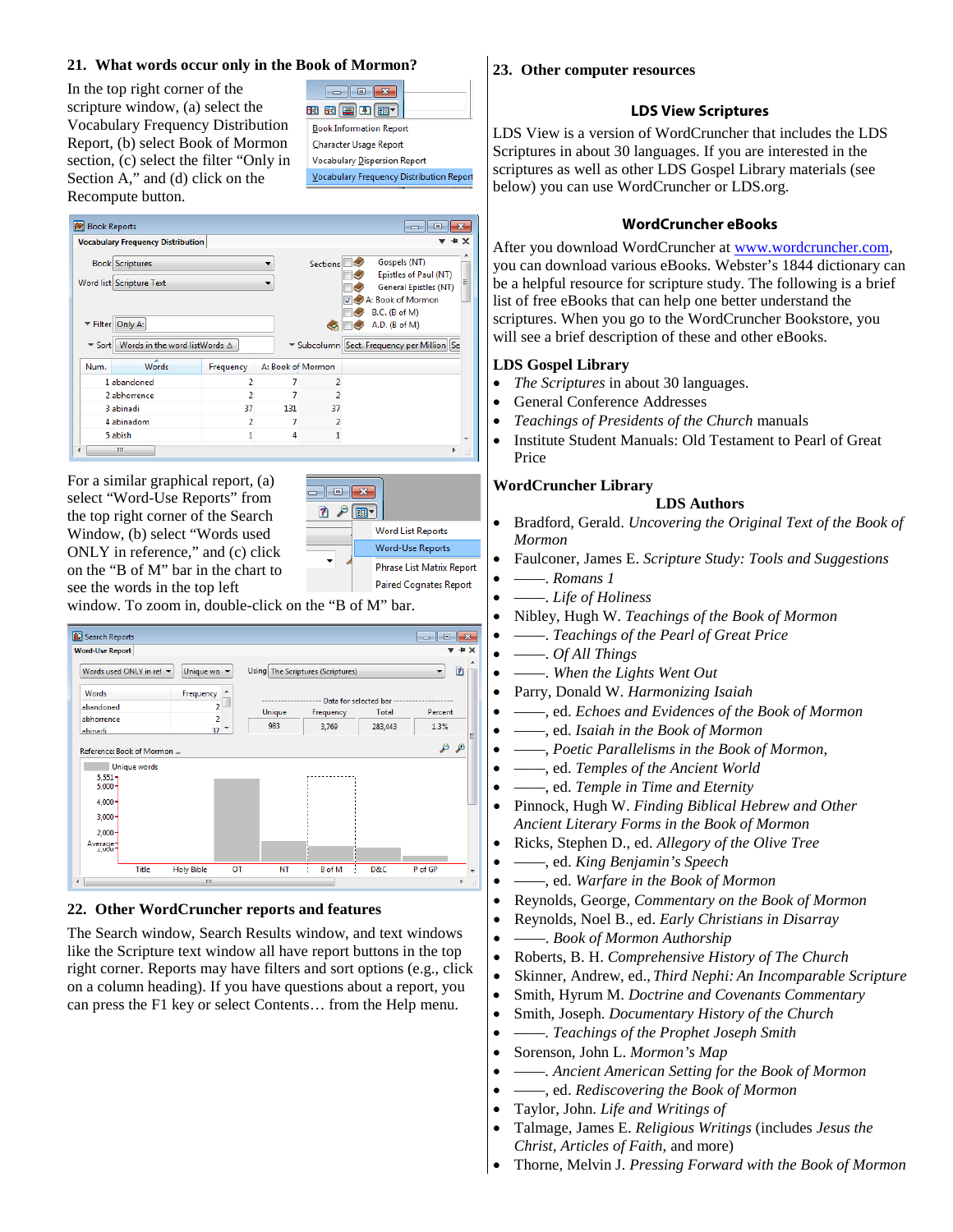## 21. What words occur only in the Book of Mormon?

In the top right corner of the scripture window, (a) select the Vocabulary Frequency Distribution Report, (b) select Book of Mormon section, (c) select the filter "Only in Section A," and (d) click on the Recompute button.

For a similar graphical report, (a) select "Word-Use Reports" from the top right corner of the Search Window, (b) select "Words used ONLY in reference," and (c) click on the "B of M" bar in the chart to see the words in the top left window. To zoom in, double-click on the "B of M" bar.

## 22. Other WordCruncher reports and features

The Search window, Search Results window, and text windows like the Scripture text window all have report buttons in the top right corner. Reports may have filters and sort options (e.g., click on a column heading). If you have questions about a report, you can press the F1 key or select Contents… from the Help menu.

## 23. Other computer resources

### LDS View Scriptures

LDS View is a version of WordCruncher that includes the LDS Scriptures in about 30 languages. If you are interested in the scriptures as well as other LDS Gospel Library materials (see below) you can use WordCruncher or LDS.org.

### WordCruncher eBooks

After you download WordCruncher at www.wordcruncher.com, you can download various eBooks. Webster's 1844 dictionary can be a helpful resource for scripture study. The following is a brief list of free eBooks that can help one better understand the scriptures. When you go to the WordCruncher Bookstore, you will see a brief description of these and other eBooks.

**LDS Gospel Library**

- *The Scriptures* in about 30 languages.
- General Conference Addresses
- *Teachings of Presidents of the Church* manuals
- Institute Student Manuals: Old Testament to Pearl of Great Price

**WordCruncher Library**

**LDS Authors**

- Bradford, Gerald. *Uncovering the Original Text of the Book of Mormon*
- Faulconer, James E. *Scripture Study: Tools and Suggestions*
- ——. *Romans 1*
- ——. *Life of Holiness*
- Nibley, Hugh W. *Teachings of the Book of Mormon*
- ——. *Teachings of the Pearl of Great Price*
- ——. *Of All Things*
- ——. *When the Lights Went Out*
- Parry, Donald W. *Harmonizing Isaiah*
- ——, ed. *Echoes and Evidences of the Book of Mormon*
- ——, ed. *Isaiah in the Book of Mormon*
- ——, *Poetic Parallelisms in the Book of Mormon*,
- ——, ed. *Temples of the Ancient World*
- ——, ed. *Temple in Time and Eternity*
- Pinnock, Hugh W. *Finding Biblical Hebrew and Other Ancient Literary Forms in the Book of Mormon*
- Ricks, Stephen D., ed. *Allegory of the Olive Tree*
- ——, ed. *King Benjamin's Speech*
- ——, ed. *Warfare in the Book of Mormon*
- Reynolds, George, *Commentary on the Book of Mormon*
- Reynolds, Noel B., ed. *Early Christians in Disarray*
- ——. *Book of Mormon Authorship*
- Roberts, B. H. *Comprehensive History of The Church*
- Skinner, Andrew, ed., *Third Nephi: An Incomparable Scripture*
- Smith, Hyrum M. *Doctrine and Covenants Commentary*
- Smith, Joseph. *Documentary History of the Church*
- ——. *Teachings of the Prophet Joseph Smith*
- Sorenson, John L. *Mormon's Map*
- ——. *Ancient American Setting for the Book of Mormon*
- ——, ed. *Rediscovering the Book of Mormon*
- Taylor, John. *Life and Writings of*
- Talmage, James E. *Religious Writings* (includes *Jesus the Christ, Articles of Faith*, and more)
- Thorne, Melvin J. *Pressing Forward with the Book of Mormon*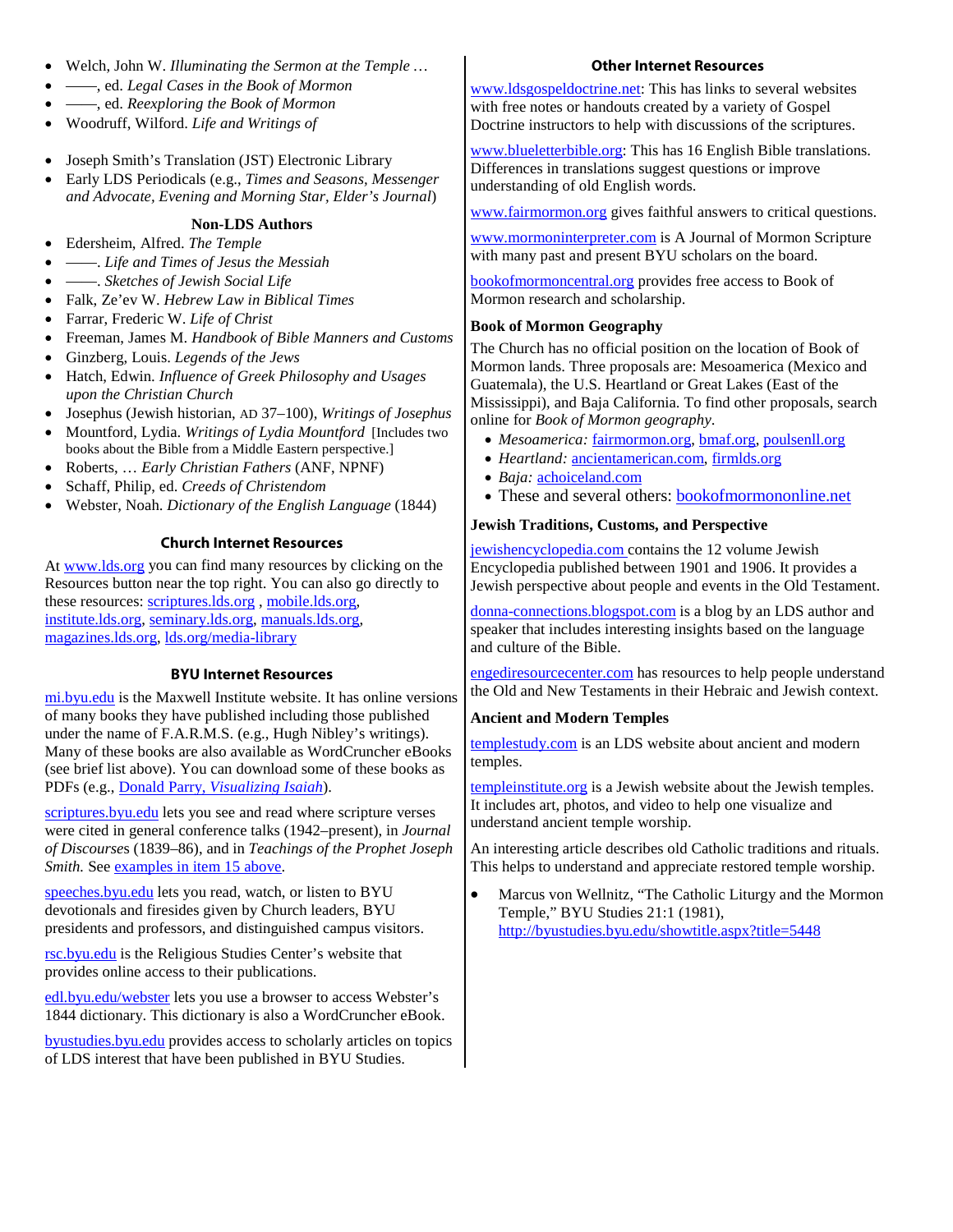- Welch, John W. *Illuminating the Sermon at the Temple …*
- ——, ed. *Legal Cases in the Book of Mormon*
- ——, ed. *Reexploring the Book of Mormon*
- Woodruff, Wilford. *Life and Writings of*

- Joseph Smith's Translation (JST) Electronic Library
- Early LDS Periodicals (e.g., *Times and Seasons, Messenger and Advocate, Evening and Morning Star, Elder's Journal*)

### Non-LDS Authors

- Edersheim, Alfred. *The Temple*
- ——. *Life and Times of Jesus the Messiah*
- ——. *Sketches of Jewish Social Life*
- Falk, Ze'ev W. *Hebrew Law in Biblical Times*
- Farrar, Frederic W. *Life of Christ*
- Freeman, James M. *Handbook of Bible Manners and Customs*
- Ginzberg, Louis. *Legends of the Jews*
- Hatch, Edwin. *Influence of Greek Philosophy and Usages upon the Christian Church*
- Josephus (Jewish historian, AD 37–100), *Writings of Josephus*
- Mountford, Lydia. *Writings of Lydia Mountford* [Includes two books about the Bible from a Middle Eastern perspective.]
- Roberts, … *Early Christian Fathers* (ANF, NPNF)
- Schaff, Philip, ed. *Creeds of Christendom*
- Webster, Noah. *Dictionary of the English Language* (1844)

### Church Internet Resources

At www.lds.org you can find many resources by clicking on the Resources button near the top right. You can also go directly to these resources: scriptures.lds.org , mobile.lds.org, institute.lds.org, seminary.lds.org, manuals.lds.org, magazines.lds.org, lds.org/media-library

### BYU Internet Resources

mi.byu.edu is the Maxwell Institute website. It has online versions of many books they have published including those published under the name of F.A.R.M.S. (e.g., Hugh Nibley's writings). Many of these books are also available as WordCruncher eBooks (see brief list above). You can download some of these books as PDFs (e.g., Donald Parry, *Visualizing Isaiah*).

scriptures.byu.edu lets you see and read where scripture verses were cited in general conference talks (1942–present), in *Journal of Discourses* (1839–86), and in *Teachings of the Prophet Joseph Smith.* See examples in item 15 above.

speeches.byu.edu lets you read, watch, or listen to BYU devotionals and firesides given by Church leaders, BYU presidents and professors, and distinguished campus visitors.

rsc.byu.edu is the Religious Studies Center's website that provides online access to their publications.

edl.byu.edu/webster lets you use a browser to access Webster's 1844 dictionary. This dictionary is also a WordCruncher eBook.

byustudies.byu.edu provides access to scholarly articles on topics of LDS interest that have been published in BYU Studies.

### Other Internet Resources

www.ldsgospeldoctrine.net: This has links to several websites with free notes or handouts created by a variety of Gospel Doctrine instructors to help with discussions of the scriptures.

www.blueletterbible.org: This has 16 English Bible translations. Differences in translations suggest questions or improve understanding of old English words.

www.fairmormon.org gives faithful answers to critical questions.

www.mormoninterpreter.com is A Journal of Mormon Scripture with many past and present BYU scholars on the board.

bookofmormoncentral.org provides free access to Book of Mormon research and scholarship.

**Book of Mormon Geography**

The Church has no official position on the location of Book of Mormon lands. Three proposals are: Mesoamerica (Mexico and Guatemala), the U.S. Heartland or Great Lakes (East of the Mississippi), and Baja California. To find other proposals, search online for *Book of Mormon geography*.

- *Mesoamerica:* fairmormon.org, bmaf.org, poulsenll.org
- *Heartland:* ancientamerican.com, firmlds.org
- *Baja:* achoiceland.com
- These and several others: bookofmormononline.net

**Jewish Traditions, Customs, and Perspective**

jewishencyclopedia.com contains the 12 volume Jewish Encyclopedia published between 1901 and 1906. It provides a Jewish perspective about people and events in the Old Testament.

donna-connections.blogspot.com is a blog by an LDS author and speaker that includes interesting insights based on the language and culture of the Bible.

engediresourcecenter.com has resources to help people understand the Old and New Testaments in their Hebraic and Jewish context.

**Ancient and Modern Temples**

templestudy.com is an LDS website about ancient and modern temples.

templeinstitute.org is a Jewish website about the Jewish temples. It includes art, photos, and video to help one visualize and understand ancient temple worship.

An interesting article describes old Catholic traditions and rituals. This helps to understand and appreciate restored temple worship.

- Marcus von Wellnitz, "The Catholic Liturgy and the Mormon Temple," BYU Studies 21:1 (1981), http://byustudies.byu.edu/showtitle.aspx?title=5448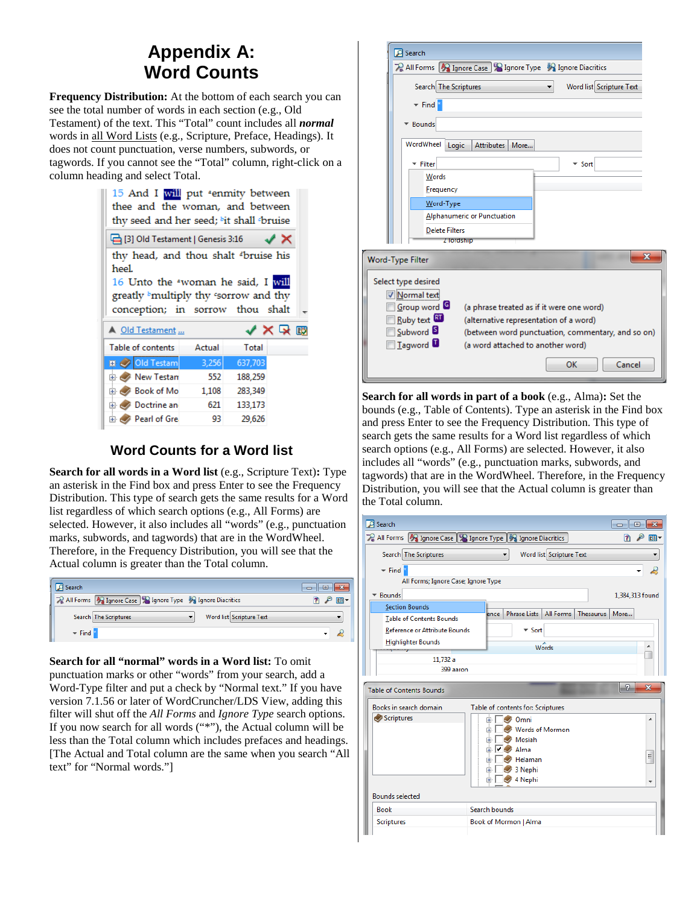# Appendix A: Word Counts

**Frequency Distribution:** At the bottom of each search you can see the total number of words in each section (e.g., Old Testament) of the text. This "Total" count includes all ***normal*** words in all Word Lists (e.g., Scripture, Preface, Headings). It does not count punctuation, verse numbers, subwords, or tagwords. If you cannot see the "Total" column, right-click on a column heading and select Total.

| Table of contents | Actual | Total |
|---|---|---|
| Old Testam | 3,256 | 637,703 |
| New Testan | 552 | 188,259 |
| Book of Mo | 1,108 | 283,349 |
| Doctrine an | 621 | 133,173 |
| Pearl of Gre | 93 | 29,626 |

## Word Counts for a Word list

**Search for all words in a Word list** (e.g., Scripture Text)**:** Type an asterisk in the Find box and press Enter to see the Frequency Distribution. This type of search gets the same results for a Word list regardless of which search options (e.g., All Forms) are selected. However, it also includes all "words" (e.g., punctuation marks, subwords, and tagwords) that are in the WordWheel. Therefore, in the Frequency Distribution, you will see that the Actual column is greater than the Total column.

**Search for all "normal" words in a Word list:** To omit punctuation marks or other "words" from your search, add a Word-Type filter and put a check by "Normal text." If you have version 7.1.56 or later of WordCruncher/LDS View, adding this filter will shut off the *All Forms* and *Ignore Type* search options. If you now search for all words ("*"), the Actual column will be less than the Total column which includes prefaces and headings. [The Actual and Total column are the same when you search "All text" for "Normal words."]

**Search for all words in part of a book** (e.g., Alma)**:** Set the bounds (e.g., Table of Contents). Type an asterisk in the Find box and press Enter to see the Frequency Distribution. This type of search gets the same results for a Word list regardless of which search options (e.g., All Forms) are selected. However, it also includes all "words" (e.g., punctuation marks, subwords, and tagwords) that are in the WordWheel. Therefore, in the Frequency Distribution, you will see that the Actual column is greater than the Total column.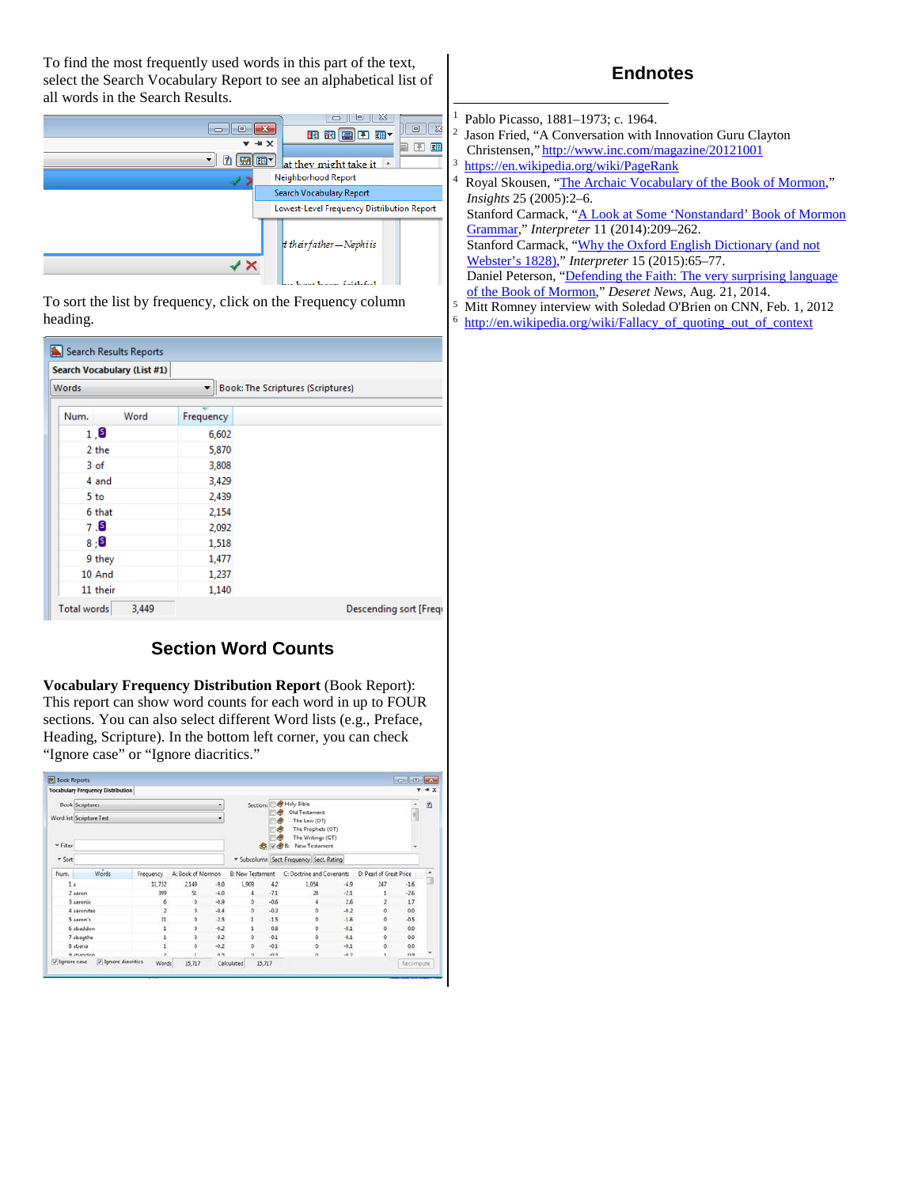To find the most frequently used words in this part of the text, select the Search Vocabulary Report to see an alphabetical list of all words in the Search Results.

To sort the list by frequency, click on the Frequency column heading.

## Section Word Counts

**Vocabulary Frequency Distribution Report** (Book Report): This report can show word counts for each word in up to FOUR sections. You can also select different Word lists (e.g., Preface, Heading, Scripture). In the bottom left corner, you can check "Ignore case" or "Ignore diacritics."

## Endnotes

[1] Pablo Picasso, 1881–1973; c. 1964.

[2] Jason Fried, "A Conversation with Innovation Guru Clayton Christensen," http://www.inc.com/magazine/20121001

[3] https://en.wikipedia.org/wiki/PageRank

[4] Royal Skousen, "The Archaic Vocabulary of the Book of Mormon," *Insights* 25 (2005):2–6.
Stanford Carmack, "A Look at Some 'Nonstandard' Book of Mormon Grammar," *Interpreter* 11 (2014):209–262.
Stanford Carmack, "Why the Oxford English Dictionary (and not Webster's 1828)," *Interpreter* 15 (2015):65–77.
Daniel Peterson, "Defending the Faith: The very surprising language of the Book of Mormon," *Deseret News*, Aug. 21, 2014.

[5] Mitt Romney interview with Soledad O'Brien on CNN, Feb. 1, 2012

[6] http://en.wikipedia.org/wiki/Fallacy_of_quoting_out_of_context